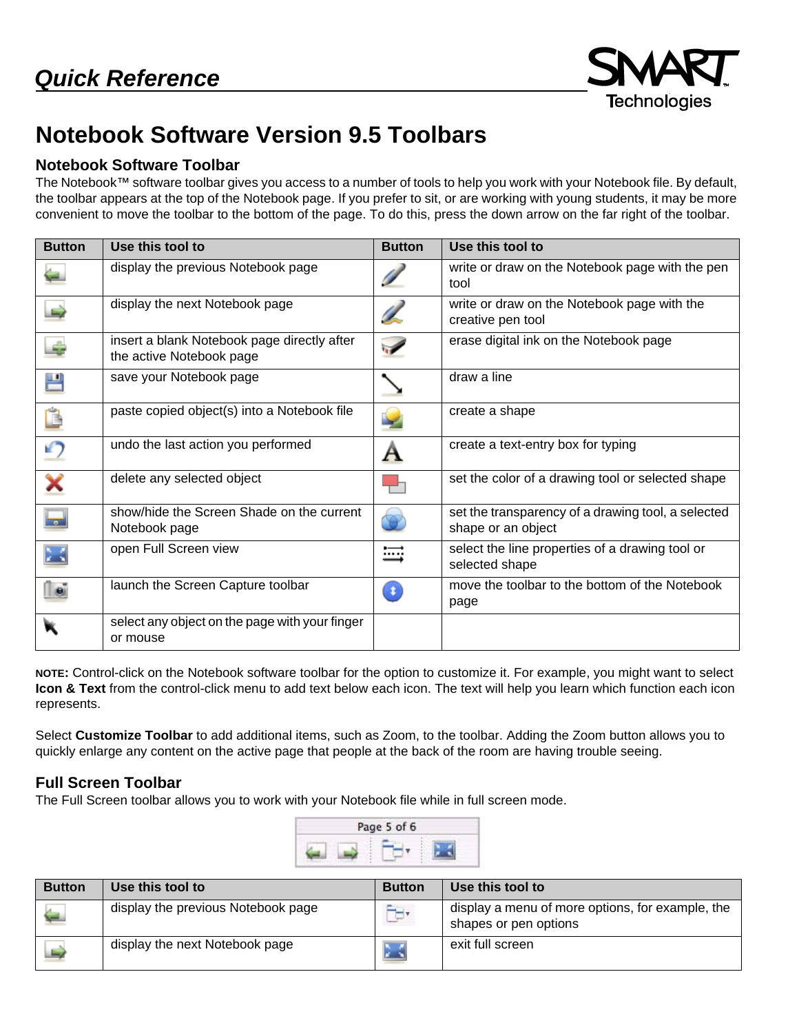# Quick Reference

# Notebook Software Version 9.5 Toolbars

## Notebook Software Toolbar

The Notebook™ software toolbar gives you access to a number of tools to help you work with your Notebook file. By default, the toolbar appears at the top of the Notebook page. If you prefer to sit, or are working with young students, it may be more convenient to move the toolbar to the bottom of the page. To do this, press the down arrow on the far right of the toolbar.

| Button | Use this tool to | Button | Use this tool to |
|---|---|---|---|
| | display the previous Notebook page | | write or draw on the Notebook page with the pen tool |
| | display the next Notebook page | | write or draw on the Notebook page with the creative pen tool |
| | insert a blank Notebook page directly after the active Notebook page | | erase digital ink on the Notebook page |
| | save your Notebook page | | draw a line |
| | paste copied object(s) into a Notebook file | | create a shape |
| | undo the last action you performed | | create a text-entry box for typing |
| | delete any selected object | | set the color of a drawing tool or selected shape |
| | show/hide the Screen Shade on the current Notebook page | | set the transparency of a drawing tool, a selected shape or an object |
| | open Full Screen view | | select the line properties of a drawing tool or selected shape |
| | launch the Screen Capture toolbar | | move the toolbar to the bottom of the Notebook page |
| | select any object on the page with your finger or mouse | | |

**NOTE:** Control-click on the Notebook software toolbar for the option to customize it. For example, you might want to select **Icon & Text** from the control-click menu to add text below each icon. The text will help you learn which function each icon represents.

Select **Customize Toolbar** to add additional items, such as Zoom, to the toolbar. Adding the Zoom button allows you to quickly enlarge any content on the active page that people at the back of the room are having trouble seeing.

## Full Screen Toolbar

The Full Screen toolbar allows you to work with your Notebook file while in full screen mode.

Page 5 of 6

| Button | Use this tool to | Button | Use this tool to |
|---|---|---|---|
| | display the previous Notebook page | | display a menu of more options, for example, the shapes or pen options |
| | display the next Notebook page | | exit full screen |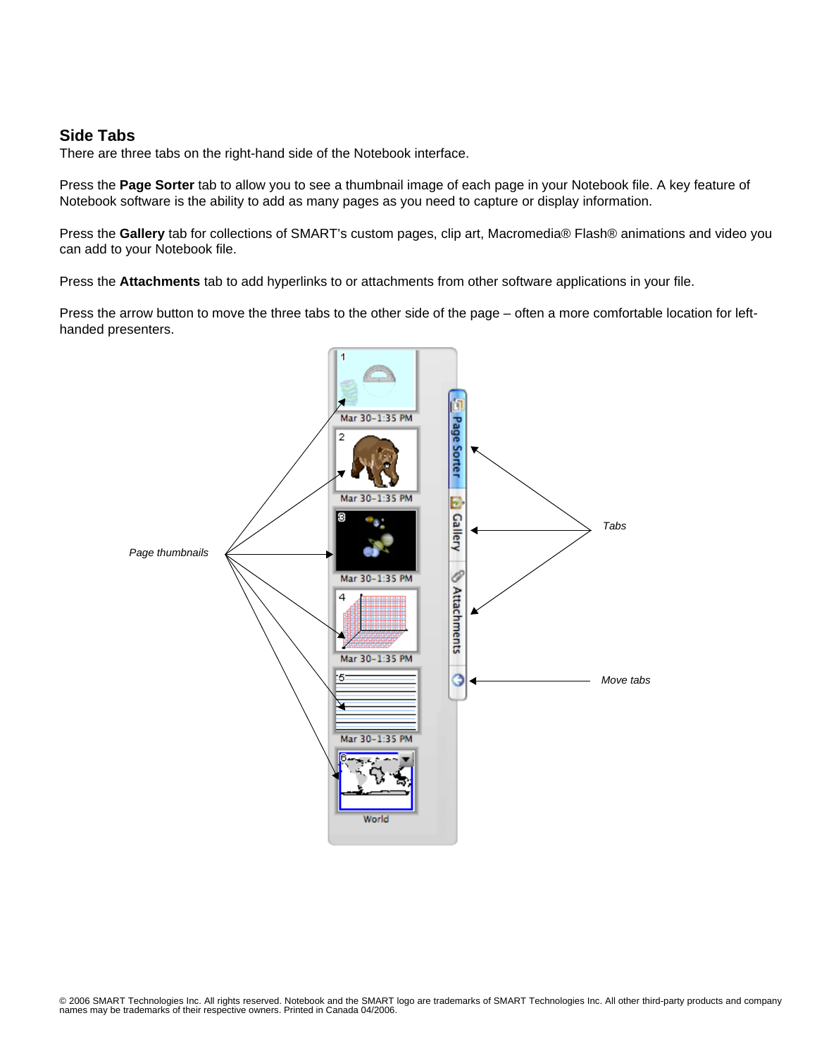## Side Tabs

There are three tabs on the right-hand side of the Notebook interface.

Press the **Page Sorter** tab to allow you to see a thumbnail image of each page in your Notebook file. A key feature of Notebook software is the ability to add as many pages as you need to capture or display information.

Press the **Gallery** tab for collections of SMART's custom pages, clip art, Macromedia® Flash® animations and video you can add to your Notebook file.

Press the **Attachments** tab to add hyperlinks to or attachments from other software applications in your file.

Press the arrow button to move the three tabs to the other side of the page – often a more comfortable location for left-handed presenters.

*Page thumbnails*

*Tabs*

*Move tabs*

Page Sorter

Gallery

Attachments

1

Mar 30-1:35 PM

2

Mar 30-1:35 PM

3

Mar 30-1:35 PM

4

Mar 30-1:35 PM

5

Mar 30-1:35 PM

6

World

© 2006 SMART Technologies Inc. All rights reserved. Notebook and the SMART logo are trademarks of SMART Technologies Inc. All other third-party products and company names may be trademarks of their respective owners. Printed in Canada 04/2006.